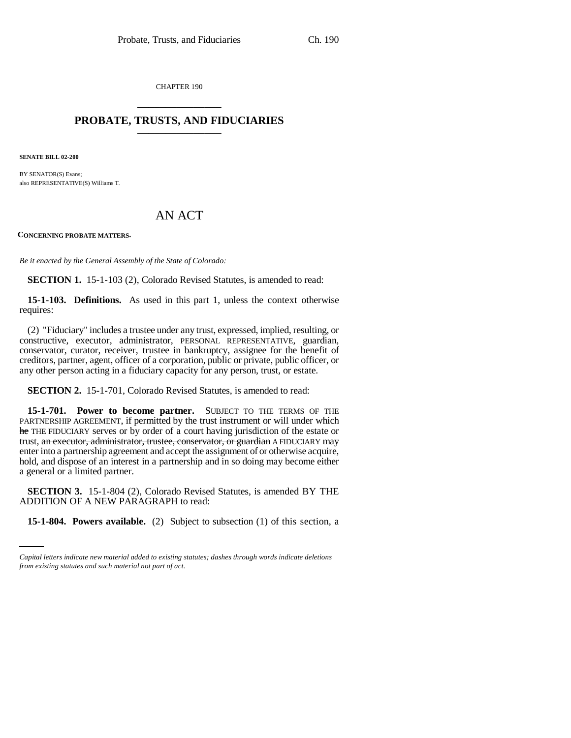CHAPTER 190

## PROBATE, TRUSTS, AND FIDUCIARIES

**SENATE BILL 02-200**

BY SENATOR(S) Evans;
also REPRESENTATIVE(S) Williams T.

# AN ACT

**CONCERNING PROBATE MATTERS.**

*Be it enacted by the General Assembly of the State of Colorado:*

**SECTION 1.** 15-1-103 (2), Colorado Revised Statutes, is amended to read:

**15-1-103. Definitions.** As used in this part 1, unless the context otherwise requires:

(2) "Fiduciary" includes a trustee under any trust, expressed, implied, resulting, or constructive, executor, administrator, PERSONAL REPRESENTATIVE, guardian, conservator, curator, receiver, trustee in bankruptcy, assignee for the benefit of creditors, partner, agent, officer of a corporation, public or private, public officer, or any other person acting in a fiduciary capacity for any person, trust, or estate.

**SECTION 2.** 15-1-701, Colorado Revised Statutes, is amended to read:

**15-1-701. Power to become partner.** SUBJECT TO THE TERMS OF THE PARTNERSHIP AGREEMENT, if permitted by the trust instrument or will under which ~~he~~ THE FIDUCIARY serves or by order of a court having jurisdiction of the estate or trust, ~~an executor, administrator, trustee, conservator, or guardian~~ A FIDUCIARY may enter into a partnership agreement and accept the assignment of or otherwise acquire, hold, and dispose of an interest in a partnership and in so doing may become either a general or a limited partner.

**SECTION 3.** 15-1-804 (2), Colorado Revised Statutes, is amended BY THE ADDITION OF A NEW PARAGRAPH to read:

**15-1-804. Powers available.** (2) Subject to subsection (1) of this section, a

*Capital letters indicate new material added to existing statutes; dashes through words indicate deletions from existing statutes and such material not part of act.*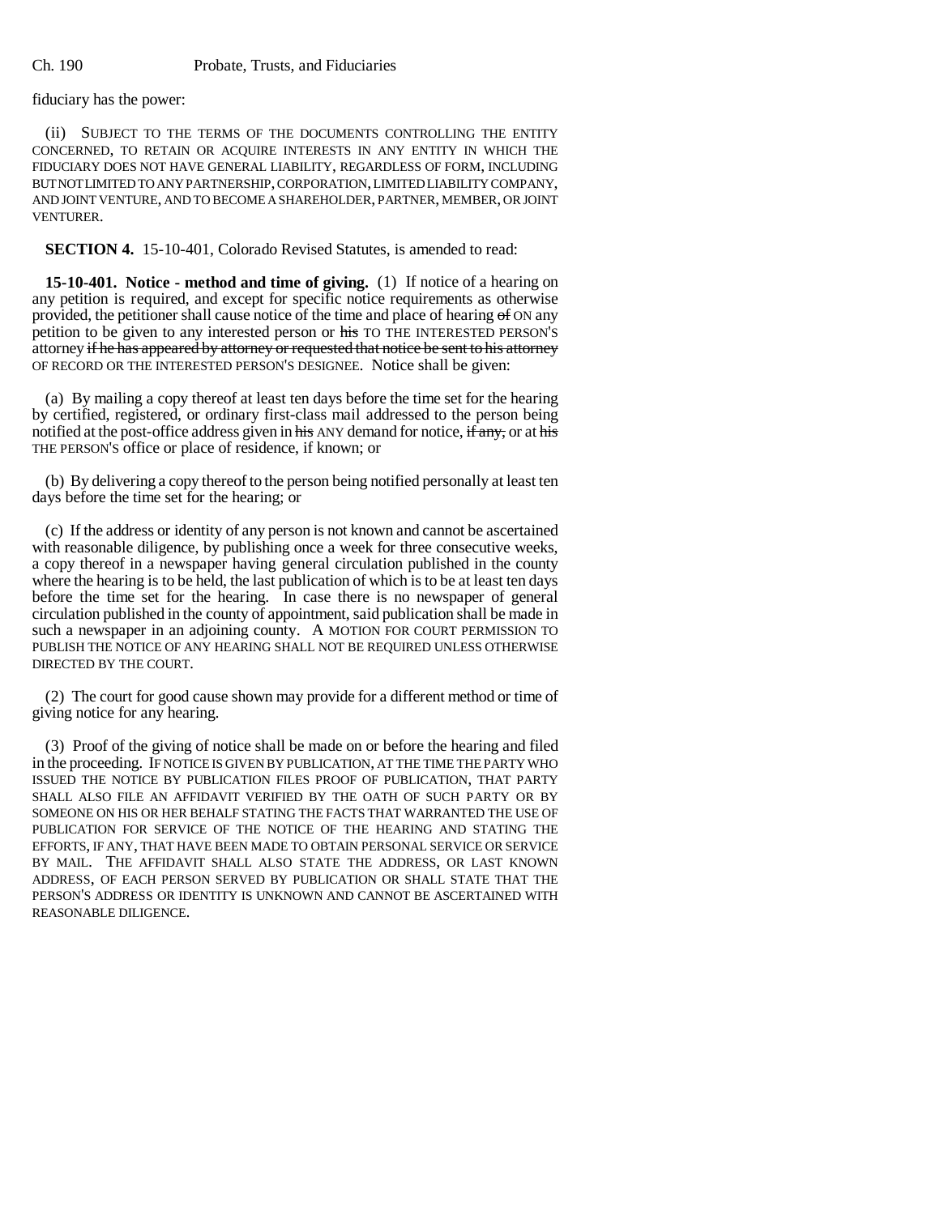fiduciary has the power:

(ii) SUBJECT TO THE TERMS OF THE DOCUMENTS CONTROLLING THE ENTITY CONCERNED, TO RETAIN OR ACQUIRE INTERESTS IN ANY ENTITY IN WHICH THE FIDUCIARY DOES NOT HAVE GENERAL LIABILITY, REGARDLESS OF FORM, INCLUDING BUT NOT LIMITED TO ANY PARTNERSHIP, CORPORATION, LIMITED LIABILITY COMPANY, AND JOINT VENTURE, AND TO BECOME A SHAREHOLDER, PARTNER, MEMBER, OR JOINT VENTURER.

**SECTION 4.** 15-10-401, Colorado Revised Statutes, is amended to read:

**15-10-401. Notice - method and time of giving.** (1) If notice of a hearing on any petition is required, and except for specific notice requirements as otherwise provided, the petitioner shall cause notice of the time and place of hearing ~~of~~ ON any petition to be given to any interested person or ~~his~~ TO THE INTERESTED PERSON'S attorney ~~if he has appeared by attorney or requested that notice be sent to his attorney~~ OF RECORD OR THE INTERESTED PERSON'S DESIGNEE. Notice shall be given:

(a) By mailing a copy thereof at least ten days before the time set for the hearing by certified, registered, or ordinary first-class mail addressed to the person being notified at the post-office address given in ~~his~~ ANY demand for notice, ~~if any,~~ or at ~~his~~ THE PERSON'S office or place of residence, if known; or

(b) By delivering a copy thereof to the person being notified personally at least ten days before the time set for the hearing; or

(c) If the address or identity of any person is not known and cannot be ascertained with reasonable diligence, by publishing once a week for three consecutive weeks, a copy thereof in a newspaper having general circulation published in the county where the hearing is to be held, the last publication of which is to be at least ten days before the time set for the hearing. In case there is no newspaper of general circulation published in the county of appointment, said publication shall be made in such a newspaper in an adjoining county. A MOTION FOR COURT PERMISSION TO PUBLISH THE NOTICE OF ANY HEARING SHALL NOT BE REQUIRED UNLESS OTHERWISE DIRECTED BY THE COURT.

(2) The court for good cause shown may provide for a different method or time of giving notice for any hearing.

(3) Proof of the giving of notice shall be made on or before the hearing and filed in the proceeding. IF NOTICE IS GIVEN BY PUBLICATION, AT THE TIME THE PARTY WHO ISSUED THE NOTICE BY PUBLICATION FILES PROOF OF PUBLICATION, THAT PARTY SHALL ALSO FILE AN AFFIDAVIT VERIFIED BY THE OATH OF SUCH PARTY OR BY SOMEONE ON HIS OR HER BEHALF STATING THE FACTS THAT WARRANTED THE USE OF PUBLICATION FOR SERVICE OF THE NOTICE OF THE HEARING AND STATING THE EFFORTS, IF ANY, THAT HAVE BEEN MADE TO OBTAIN PERSONAL SERVICE OR SERVICE BY MAIL. THE AFFIDAVIT SHALL ALSO STATE THE ADDRESS, OR LAST KNOWN ADDRESS, OF EACH PERSON SERVED BY PUBLICATION OR SHALL STATE THAT THE PERSON'S ADDRESS OR IDENTITY IS UNKNOWN AND CANNOT BE ASCERTAINED WITH REASONABLE DILIGENCE.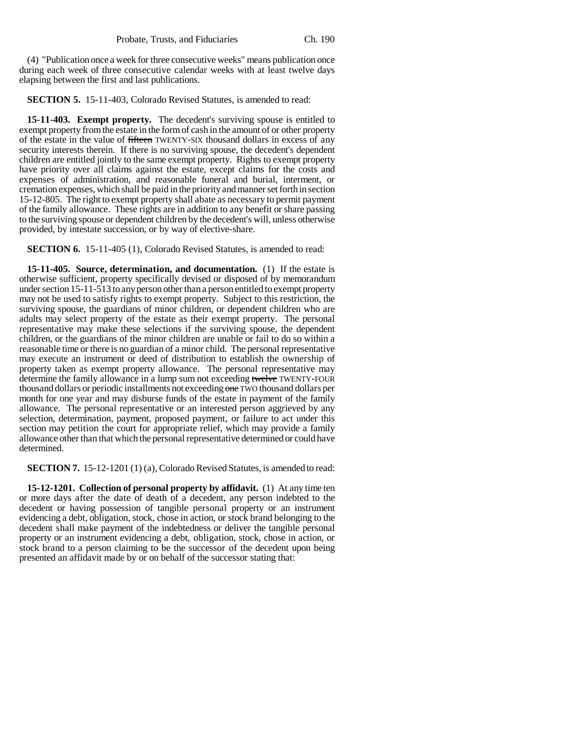(4) "Publication once a week for three consecutive weeks" means publication once during each week of three consecutive calendar weeks with at least twelve days elapsing between the first and last publications.

**SECTION 5.** 15-11-403, Colorado Revised Statutes, is amended to read:

**15-11-403. Exempt property.** The decedent's surviving spouse is entitled to exempt property from the estate in the form of cash in the amount of or other property of the estate in the value of ~~fifteen~~ TWENTY-SIX thousand dollars in excess of any security interests therein. If there is no surviving spouse, the decedent's dependent children are entitled jointly to the same exempt property. Rights to exempt property have priority over all claims against the estate, except claims for the costs and expenses of administration, and reasonable funeral and burial, interment, or cremation expenses, which shall be paid in the priority and manner set forth in section 15-12-805. The right to exempt property shall abate as necessary to permit payment of the family allowance. These rights are in addition to any benefit or share passing to the surviving spouse or dependent children by the decedent's will, unless otherwise provided, by intestate succession, or by way of elective-share.

**SECTION 6.** 15-11-405 (1), Colorado Revised Statutes, is amended to read:

**15-11-405. Source, determination, and documentation.** (1) If the estate is otherwise sufficient, property specifically devised or disposed of by memorandum under section 15-11-513 to any person other than a person entitled to exempt property may not be used to satisfy rights to exempt property. Subject to this restriction, the surviving spouse, the guardians of minor children, or dependent children who are adults may select property of the estate as their exempt property. The personal representative may make these selections if the surviving spouse, the dependent children, or the guardians of the minor children are unable or fail to do so within a reasonable time or there is no guardian of a minor child. The personal representative may execute an instrument or deed of distribution to establish the ownership of property taken as exempt property allowance. The personal representative may determine the family allowance in a lump sum not exceeding ~~twelve~~ TWENTY-FOUR thousand dollars or periodic installments not exceeding ~~one~~ TWO thousand dollars per month for one year and may disburse funds of the estate in payment of the family allowance. The personal representative or an interested person aggrieved by any selection, determination, payment, proposed payment, or failure to act under this section may petition the court for appropriate relief, which may provide a family allowance other than that which the personal representative determined or could have determined.

**SECTION 7.** 15-12-1201 (1) (a), Colorado Revised Statutes, is amended to read:

**15-12-1201. Collection of personal property by affidavit.** (1) At any time ten or more days after the date of death of a decedent, any person indebted to the decedent or having possession of tangible personal property or an instrument evidencing a debt, obligation, stock, chose in action, or stock brand belonging to the decedent shall make payment of the indebtedness or deliver the tangible personal property or an instrument evidencing a debt, obligation, stock, chose in action, or stock brand to a person claiming to be the successor of the decedent upon being presented an affidavit made by or on behalf of the successor stating that: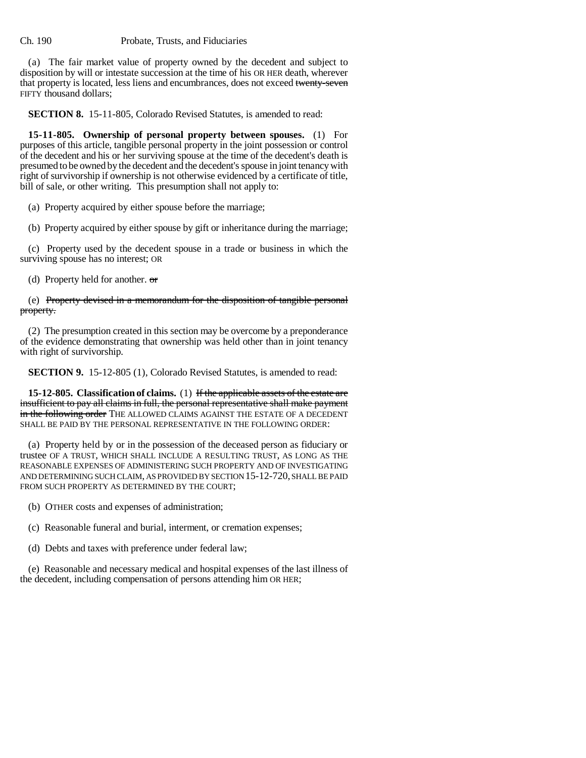(a) The fair market value of property owned by the decedent and subject to disposition by will or intestate succession at the time of his OR HER death, wherever that property is located, less liens and encumbrances, does not exceed ~~twenty-seven~~ FIFTY thousand dollars;

**SECTION 8.** 15-11-805, Colorado Revised Statutes, is amended to read:

**15-11-805. Ownership of personal property between spouses.** (1) For purposes of this article, tangible personal property in the joint possession or control of the decedent and his or her surviving spouse at the time of the decedent's death is presumed to be owned by the decedent and the decedent's spouse in joint tenancy with right of survivorship if ownership is not otherwise evidenced by a certificate of title, bill of sale, or other writing. This presumption shall not apply to:

(a) Property acquired by either spouse before the marriage;

(b) Property acquired by either spouse by gift or inheritance during the marriage;

(c) Property used by the decedent spouse in a trade or business in which the surviving spouse has no interest; OR

(d) Property held for another. ~~or~~

(e) ~~Property devised in a memorandum for the disposition of tangible personal property.~~

(2) The presumption created in this section may be overcome by a preponderance of the evidence demonstrating that ownership was held other than in joint tenancy with right of survivorship.

**SECTION 9.** 15-12-805 (1), Colorado Revised Statutes, is amended to read:

**15-12-805. Classification of claims.** (1) ~~If the applicable assets of the estate are insufficient to pay all claims in full, the personal representative shall make payment in the following order~~ THE ALLOWED CLAIMS AGAINST THE ESTATE OF A DECEDENT SHALL BE PAID BY THE PERSONAL REPRESENTATIVE IN THE FOLLOWING ORDER:

(a) Property held by or in the possession of the deceased person as fiduciary or trustee OF A TRUST, WHICH SHALL INCLUDE A RESULTING TRUST, AS LONG AS THE REASONABLE EXPENSES OF ADMINISTERING SUCH PROPERTY AND OF INVESTIGATING AND DETERMINING SUCH CLAIM, AS PROVIDED BY SECTION 15-12-720, SHALL BE PAID FROM SUCH PROPERTY AS DETERMINED BY THE COURT;

(b) OTHER costs and expenses of administration;

(c) Reasonable funeral and burial, interment, or cremation expenses;

(d) Debts and taxes with preference under federal law;

(e) Reasonable and necessary medical and hospital expenses of the last illness of the decedent, including compensation of persons attending him OR HER;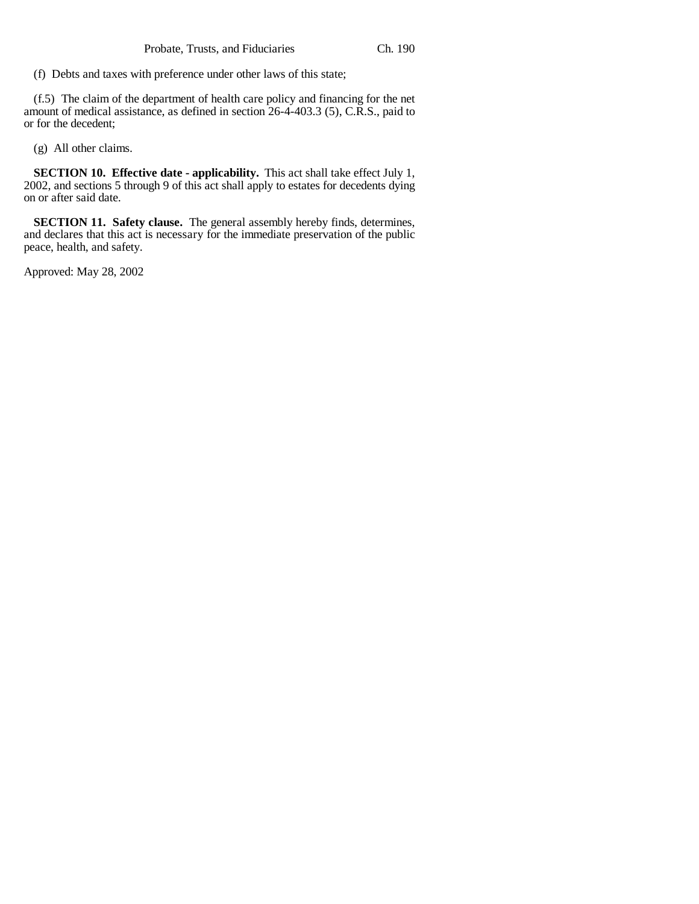(f) Debts and taxes with preference under other laws of this state;

(f.5) The claim of the department of health care policy and financing for the net amount of medical assistance, as defined in section 26-4-403.3 (5), C.R.S., paid to or for the decedent;

(g) All other claims.

**SECTION 10. Effective date - applicability.** This act shall take effect July 1, 2002, and sections 5 through 9 of this act shall apply to estates for decedents dying on or after said date.

**SECTION 11. Safety clause.** The general assembly hereby finds, determines, and declares that this act is necessary for the immediate preservation of the public peace, health, and safety.

Approved: May 28, 2002